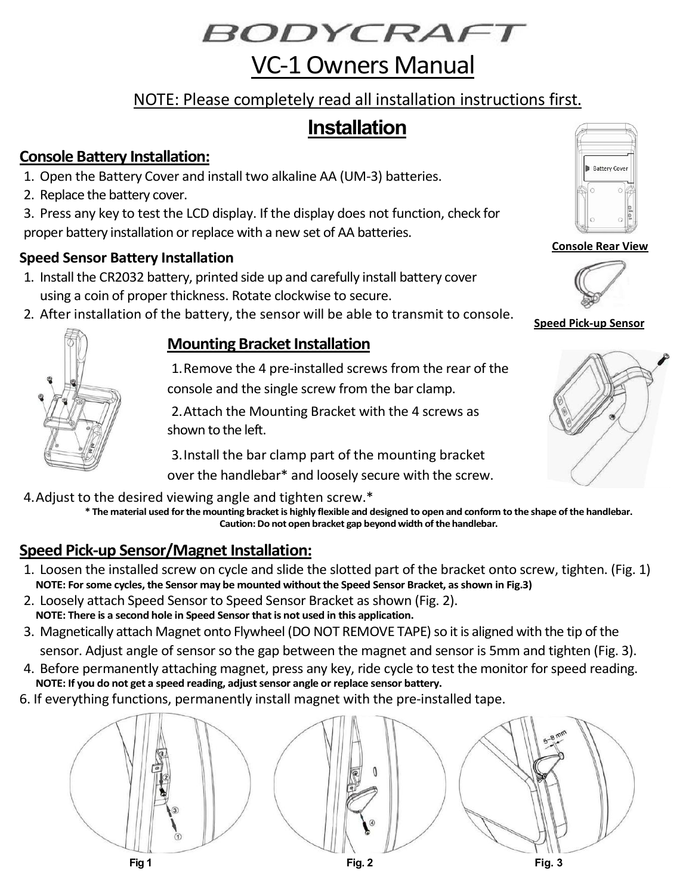# BODYCRAFT

# VC-1 Owners Manual

NOTE: Please completely read all installation instructions first.

## Installation

### Console Battery Installation:

1. Open the Battery Cover and install two alkaline AA (UM-3) batteries.
2. Replace the battery cover.
3. Press any key to test the LCD display. If the display does not function, check for proper battery installation or replace with a new set of AA batteries.

Battery Cover

Console Rear View

### Speed Sensor Battery Installation

1. Install the CR2032 battery, printed side up and carefully install battery cover using a coin of proper thickness. Rotate clockwise to secure.
2. After installation of the battery, the sensor will be able to transmit to console.

Speed Pick-up Sensor

### Mounting Bracket Installation

1. Remove the 4 pre-installed screws from the rear of the console and the single screw from the bar clamp.
2. Attach the Mounting Bracket with the 4 screws as shown to the left.
3. Install the bar clamp part of the mounting bracket over the handlebar* and loosely secure with the screw.
4. Adjust to the desired viewing angle and tighten screw.*

**\* The material used for the mounting bracket is highly flexible and designed to open and conform to the shape of the handlebar. Caution: Do not open bracket gap beyond width of the handlebar.**

### Speed Pick-up Sensor/Magnet Installation:

1. Loosen the installed screw on cycle and slide the slotted part of the bracket onto screw, tighten. (Fig. 1)
   **NOTE: For some cycles, the Sensor may be mounted without the Speed Sensor Bracket, as shown in Fig.3)**
2. Loosely attach Speed Sensor to Speed Sensor Bracket as shown (Fig. 2).
   **NOTE: There is a second hole in Speed Sensor that is not used in this application.**
3. Magnetically attach Magnet onto Flywheel (DO NOT REMOVE TAPE) so it is aligned with the tip of the sensor. Adjust angle of sensor so the gap between the magnet and sensor is 5mm and tighten (Fig. 3).
4. Before permanently attaching magnet, press any key, ride cycle to test the monitor for speed reading.
   **NOTE: If you do not get a speed reading, adjust sensor angle or replace sensor battery.**

6. If everything functions, permanently install magnet with the pre-installed tape.

Fig 1 Fig. 2 Fig. 3 (5~8 mm)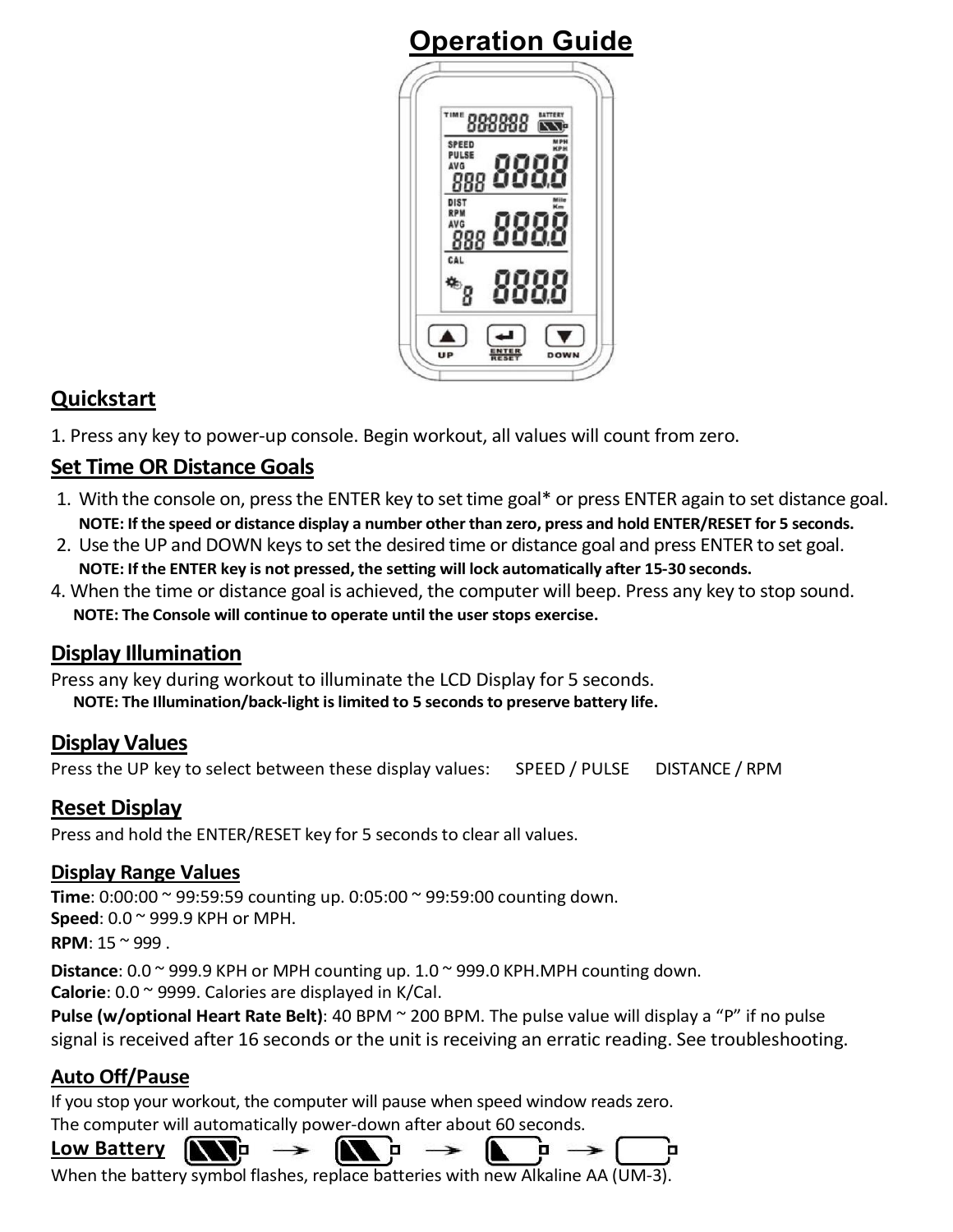# Operation Guide

## Quickstart

1. Press any key to power-up console. Begin workout, all values will count from zero.

## Set Time OR Distance Goals

1. With the console on, press the ENTER key to set time goal* or press ENTER again to set distance goal.
   **NOTE: If the speed or distance display a number other than zero, press and hold ENTER/RESET for 5 seconds.**
2. Use the UP and DOWN keys to set the desired time or distance goal and press ENTER to set goal.
   **NOTE: If the ENTER key is not pressed, the setting will lock automatically after 15-30 seconds.**

4. When the time or distance goal is achieved, the computer will beep. Press any key to stop sound.
   **NOTE: The Console will continue to operate until the user stops exercise.**

## Display Illumination

Press any key during workout to illuminate the LCD Display for 5 seconds.
**NOTE: The Illumination/back-light is limited to 5 seconds to preserve battery life.**

## Display Values

Press the UP key to select between these display values: SPEED / PULSE DISTANCE / RPM

## Reset Display

Press and hold the ENTER/RESET key for 5 seconds to clear all values.

## Display Range Values

**Time**: 0:00:00 ~ 99:59:59 counting up. 0:05:00 ~ 99:59:00 counting down.
**Speed**: 0.0 ~ 999.9 KPH or MPH.
**RPM**: 15 ~ 999 .
**Distance**: 0.0 ~ 999.9 KPH or MPH counting up. 1.0 ~ 999.0 KPH.MPH counting down.
**Calorie**: 0.0 ~ 9999. Calories are displayed in K/Cal.
**Pulse (w/optional Heart Rate Belt)**: 40 BPM ~ 200 BPM. The pulse value will display a "P" if no pulse signal is received after 16 seconds or the unit is receiving an erratic reading. See troubleshooting.

## Auto Off/Pause

If you stop your workout, the computer will pause when speed window reads zero.
The computer will automatically power-down after about 60 seconds.

## Low Battery

When the battery symbol flashes, replace batteries with new Alkaline AA (UM-3).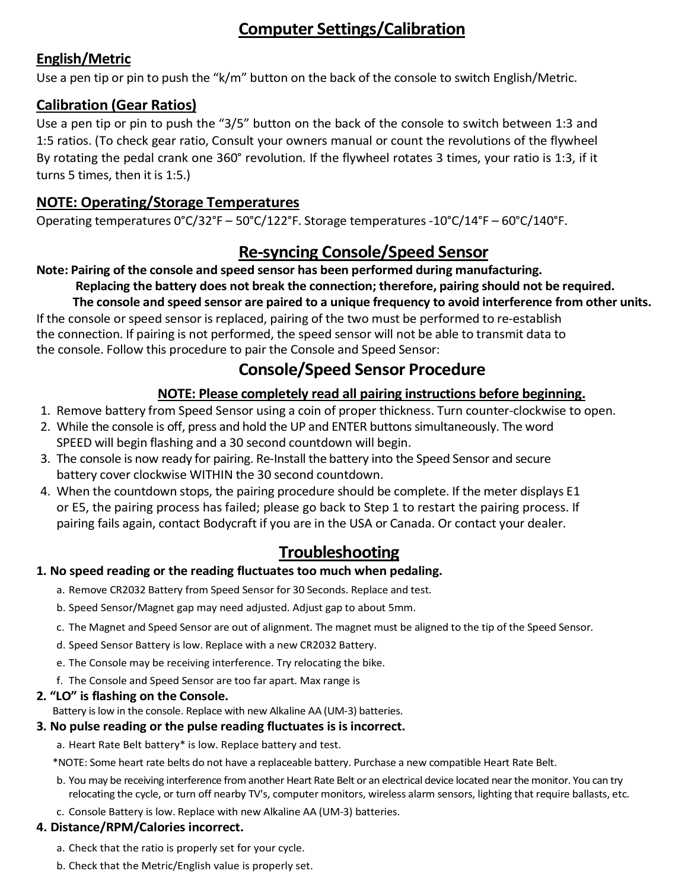# Computer Settings/Calibration

## English/Metric

Use a pen tip or pin to push the "k/m" button on the back of the console to switch English/Metric.

## Calibration (Gear Ratios)

Use a pen tip or pin to push the "3/5" button on the back of the console to switch between 1:3 and 1:5 ratios. (To check gear ratio, Consult your owners manual or count the revolutions of the flywheel By rotating the pedal crank one 360° revolution. If the flywheel rotates 3 times, your ratio is 1:3, if it turns 5 times, then it is 1:5.)

## NOTE: Operating/Storage Temperatures

Operating temperatures 0°C/32°F – 50°C/122°F. Storage temperatures -10°C/14°F – 60°C/140°F.

# Re-syncing Console/Speed Sensor

**Note: Pairing of the console and speed sensor has been performed during manufacturing.**
**Replacing the battery does not break the connection; therefore, pairing should not be required.**
**The console and speed sensor are paired to a unique frequency to avoid interference from other units.**

If the console or speed sensor is replaced, pairing of the two must be performed to re-establish the connection. If pairing is not performed, the speed sensor will not be able to transmit data to the console. Follow this procedure to pair the Console and Speed Sensor:

# Console/Speed Sensor Procedure

**NOTE: Please completely read all pairing instructions before beginning.**

1. Remove battery from Speed Sensor using a coin of proper thickness. Turn counter-clockwise to open.
2. While the console is off, press and hold the UP and ENTER buttons simultaneously. The word SPEED will begin flashing and a 30 second countdown will begin.
3. The console is now ready for pairing. Re-Install the battery into the Speed Sensor and secure battery cover clockwise WITHIN the 30 second countdown.
4. When the countdown stops, the pairing procedure should be complete. If the meter displays E1 or E5, the pairing process has failed; please go back to Step 1 to restart the pairing process. If pairing fails again, contact Bodycraft if you are in the USA or Canada. Or contact your dealer.

# Troubleshooting

**1. No speed reading or the reading fluctuates too much when pedaling.**

a. Remove CR2032 Battery from Speed Sensor for 30 Seconds. Replace and test.
b. Speed Sensor/Magnet gap may need adjusted. Adjust gap to about 5mm.
c. The Magnet and Speed Sensor are out of alignment. The magnet must be aligned to the tip of the Speed Sensor.
d. Speed Sensor Battery is low. Replace with a new CR2032 Battery.
e. The Console may be receiving interference. Try relocating the bike.
f. The Console and Speed Sensor are too far apart. Max range is

**2. "LO" is flashing on the Console.**

Battery is low in the console. Replace with new Alkaline AA (UM-3) batteries.

**3. No pulse reading or the pulse reading fluctuates is is incorrect.**

a. Heart Rate Belt battery* is low. Replace battery and test.

*NOTE: Some heart rate belts do not have a replaceable battery. Purchase a new compatible Heart Rate Belt.

b. You may be receiving interference from another Heart Rate Belt or an electrical device located near the monitor. You can try relocating the cycle, or turn off nearby TV's, computer monitors, wireless alarm sensors, lighting that require ballasts, etc.
c. Console Battery is low. Replace with new Alkaline AA (UM-3) batteries.

**4. Distance/RPM/Calories incorrect.**

a. Check that the ratio is properly set for your cycle.
b. Check that the Metric/English value is properly set.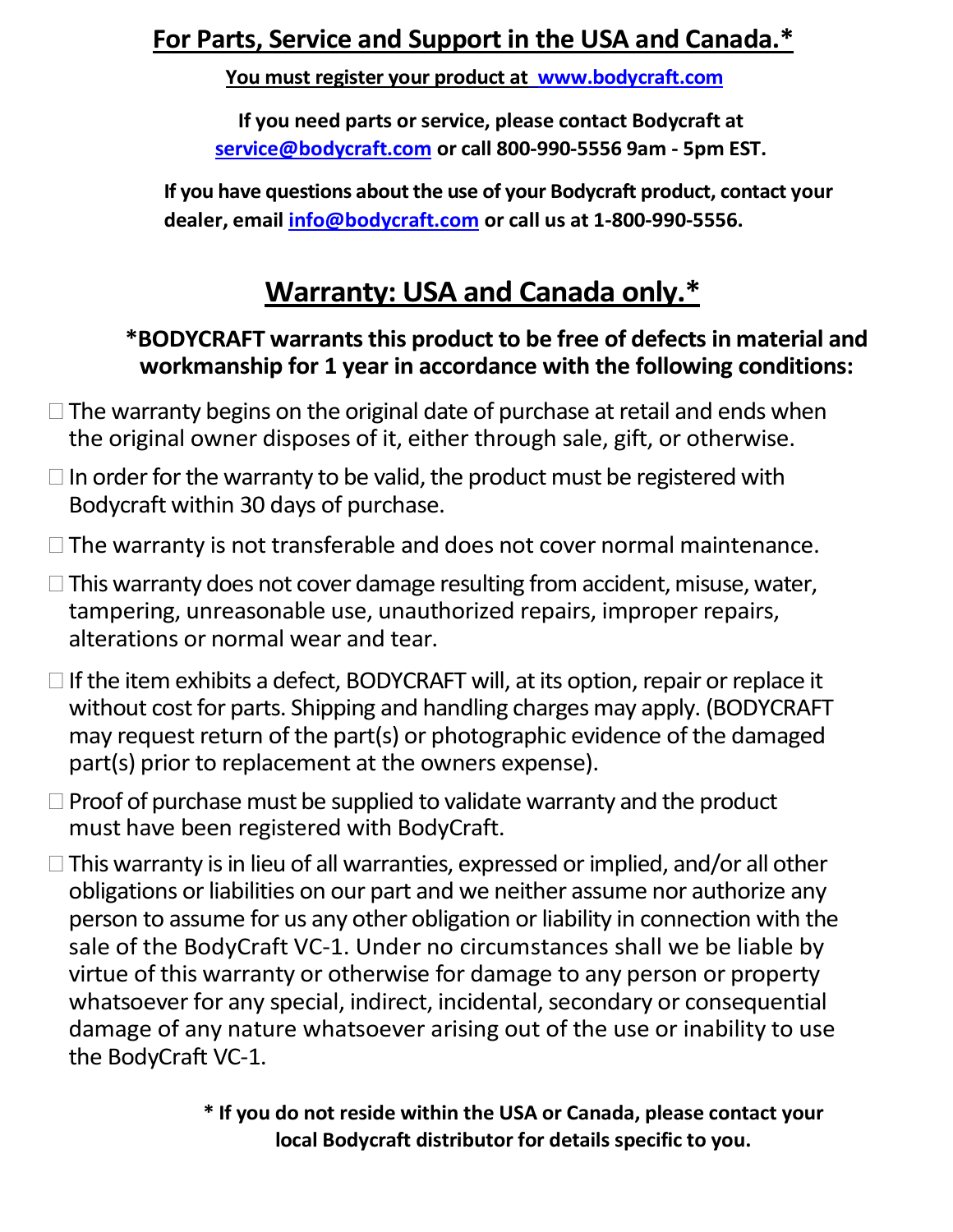## For Parts, Service and Support in the USA and Canada.*

**You must register your product at www.bodycraft.com**

**If you need parts or service, please contact Bodycraft at service@bodycraft.com or call 800-990-5556 9am - 5pm EST.**

**If you have questions about the use of your Bodycraft product, contact your dealer, email info@bodycraft.com or call us at 1-800-990-5556.**

## Warranty: USA and Canada only.*

**\*BODYCRAFT warrants this product to be free of defects in material and workmanship for 1 year in accordance with the following conditions:**

- The warranty begins on the original date of purchase at retail and ends when the original owner disposes of it, either through sale, gift, or otherwise.
- In order for the warranty to be valid, the product must be registered with Bodycraft within 30 days of purchase.
- The warranty is not transferable and does not cover normal maintenance.
- This warranty does not cover damage resulting from accident, misuse, water, tampering, unreasonable use, unauthorized repairs, improper repairs, alterations or normal wear and tear.
- If the item exhibits a defect, BODYCRAFT will, at its option, repair or replace it without cost for parts. Shipping and handling charges may apply. (BODYCRAFT may request return of the part(s) or photographic evidence of the damaged part(s) prior to replacement at the owners expense).
- Proof of purchase must be supplied to validate warranty and the product must have been registered with BodyCraft.
- This warranty is in lieu of all warranties, expressed or implied, and/or all other obligations or liabilities on our part and we neither assume nor authorize any person to assume for us any other obligation or liability in connection with the sale of the BodyCraft VC-1. Under no circumstances shall we be liable by virtue of this warranty or otherwise for damage to any person or property whatsoever for any special, indirect, incidental, secondary or consequential damage of any nature whatsoever arising out of the use or inability to use the BodyCraft VC-1.

**\* If you do not reside within the USA or Canada, please contact your local Bodycraft distributor for details specific to you.**